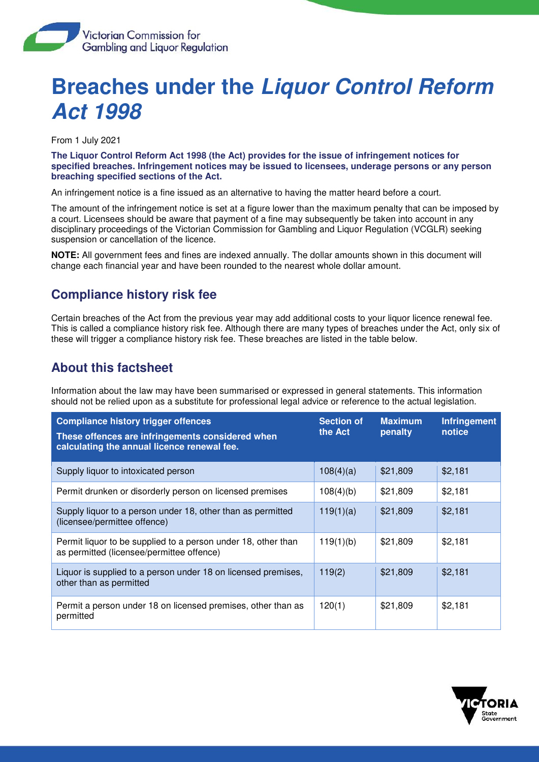# Breaches under the *Liquor Control Reform Act 1998*

From 1 July 2021

**The Liquor Control Reform Act 1998 (the Act) provides for the issue of infringement notices for specified breaches. Infringement notices may be issued to licensees, underage persons or any person breaching specified sections of the Act.**

An infringement notice is a fine issued as an alternative to having the matter heard before a court.

The amount of the infringement notice is set at a figure lower than the maximum penalty that can be imposed by a court. Licensees should be aware that payment of a fine may subsequently be taken into account in any disciplinary proceedings of the Victorian Commission for Gambling and Liquor Regulation (VCGLR) seeking suspension or cancellation of the licence.

**NOTE:** All government fees and fines are indexed annually. The dollar amounts shown in this document will change each financial year and have been rounded to the nearest whole dollar amount.

## Compliance history risk fee

Certain breaches of the Act from the previous year may add additional costs to your liquor licence renewal fee. This is called a compliance history risk fee. Although there are many types of breaches under the Act, only six of these will trigger a compliance history risk fee. These breaches are listed in the table below.

## About this factsheet

Information about the law may have been summarised or expressed in general statements. This information should not be relied upon as a substitute for professional legal advice or reference to the actual legislation.

| **Compliance history trigger offences**<br>**These offences are infringements considered when calculating the annual licence renewal fee.** | **Section of the Act** | **Maximum penalty** | **Infringement notice** |
|---|---|---|---|
| Supply liquor to intoxicated person | 108(4)(a) | $21,809 | $2,181 |
| Permit drunken or disorderly person on licensed premises | 108(4)(b) | $21,809 | $2,181 |
| Supply liquor to a person under 18, other than as permitted (licensee/permittee offence) | 119(1)(a) | $21,809 | $2,181 |
| Permit liquor to be supplied to a person under 18, other than as permitted (licensee/permittee offence) | 119(1)(b) | $21,809 | $2,181 |
| Liquor is supplied to a person under 18 on licensed premises, other than as permitted | 119(2) | $21,809 | $2,181 |
| Permit a person under 18 on licensed premises, other than as permitted | 120(1) | $21,809 | $2,181 |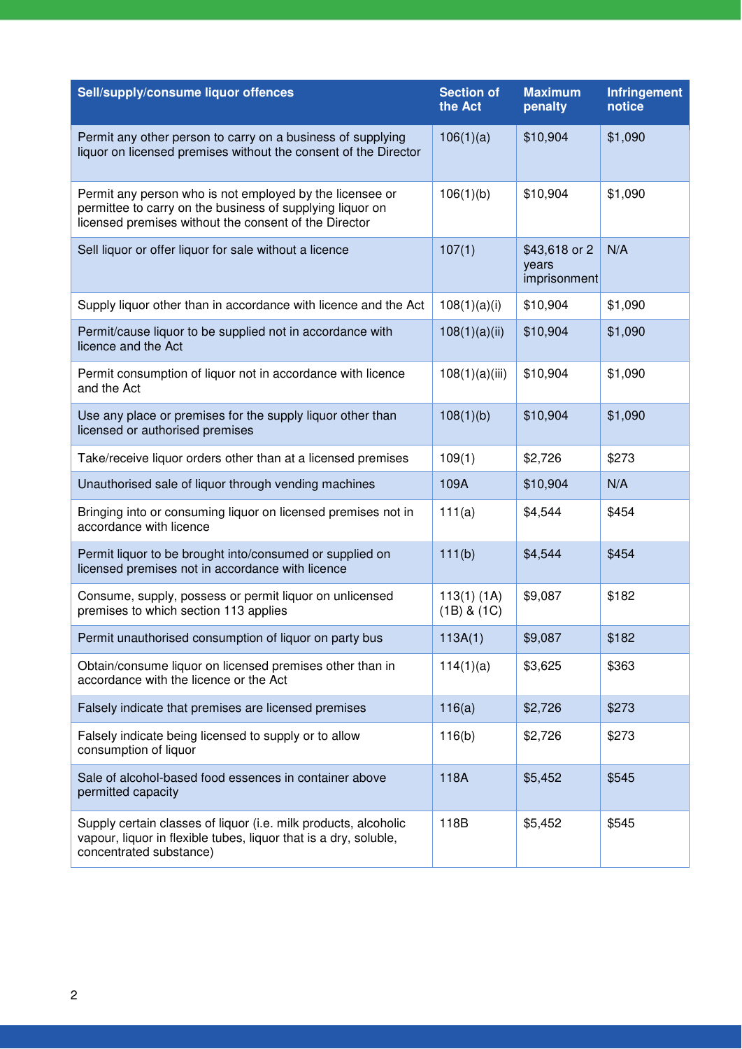| Sell/supply/consume liquor offences | Section of the Act | Maximum penalty | Infringement notice |
|---|---|---|---|
| Permit any other person to carry on a business of supplying liquor on licensed premises without the consent of the Director | 106(1)(a) | $10,904 | $1,090 |
| Permit any person who is not employed by the licensee or permittee to carry on the business of supplying liquor on licensed premises without the consent of the Director | 106(1)(b) | $10,904 | $1,090 |
| Sell liquor or offer liquor for sale without a licence | 107(1) | $43,618 or 2 years imprisonment | N/A |
| Supply liquor other than in accordance with licence and the Act | 108(1)(a)(i) | $10,904 | $1,090 |
| Permit/cause liquor to be supplied not in accordance with licence and the Act | 108(1)(a)(ii) | $10,904 | $1,090 |
| Permit consumption of liquor not in accordance with licence and the Act | 108(1)(a)(iii) | $10,904 | $1,090 |
| Use any place or premises for the supply liquor other than licensed or authorised premises | 108(1)(b) | $10,904 | $1,090 |
| Take/receive liquor orders other than at a licensed premises | 109(1) | $2,726 | $273 |
| Unauthorised sale of liquor through vending machines | 109A | $10,904 | N/A |
| Bringing into or consuming liquor on licensed premises not in accordance with licence | 111(a) | $4,544 | $454 |
| Permit liquor to be brought into/consumed or supplied on licensed premises not in accordance with licence | 111(b) | $4,544 | $454 |
| Consume, supply, possess or permit liquor on unlicensed premises to which section 113 applies | 113(1) (1A) (1B) & (1C) | $9,087 | $182 |
| Permit unauthorised consumption of liquor on party bus | 113A(1) | $9,087 | $182 |
| Obtain/consume liquor on licensed premises other than in accordance with the licence or the Act | 114(1)(a) | $3,625 | $363 |
| Falsely indicate that premises are licensed premises | 116(a) | $2,726 | $273 |
| Falsely indicate being licensed to supply or to allow consumption of liquor | 116(b) | $2,726 | $273 |
| Sale of alcohol-based food essences in container above permitted capacity | 118A | $5,452 | $545 |
| Supply certain classes of liquor (i.e. milk products, alcoholic vapour, liquor in flexible tubes, liquor that is a dry, soluble, concentrated substance) | 118B | $5,452 | $545 |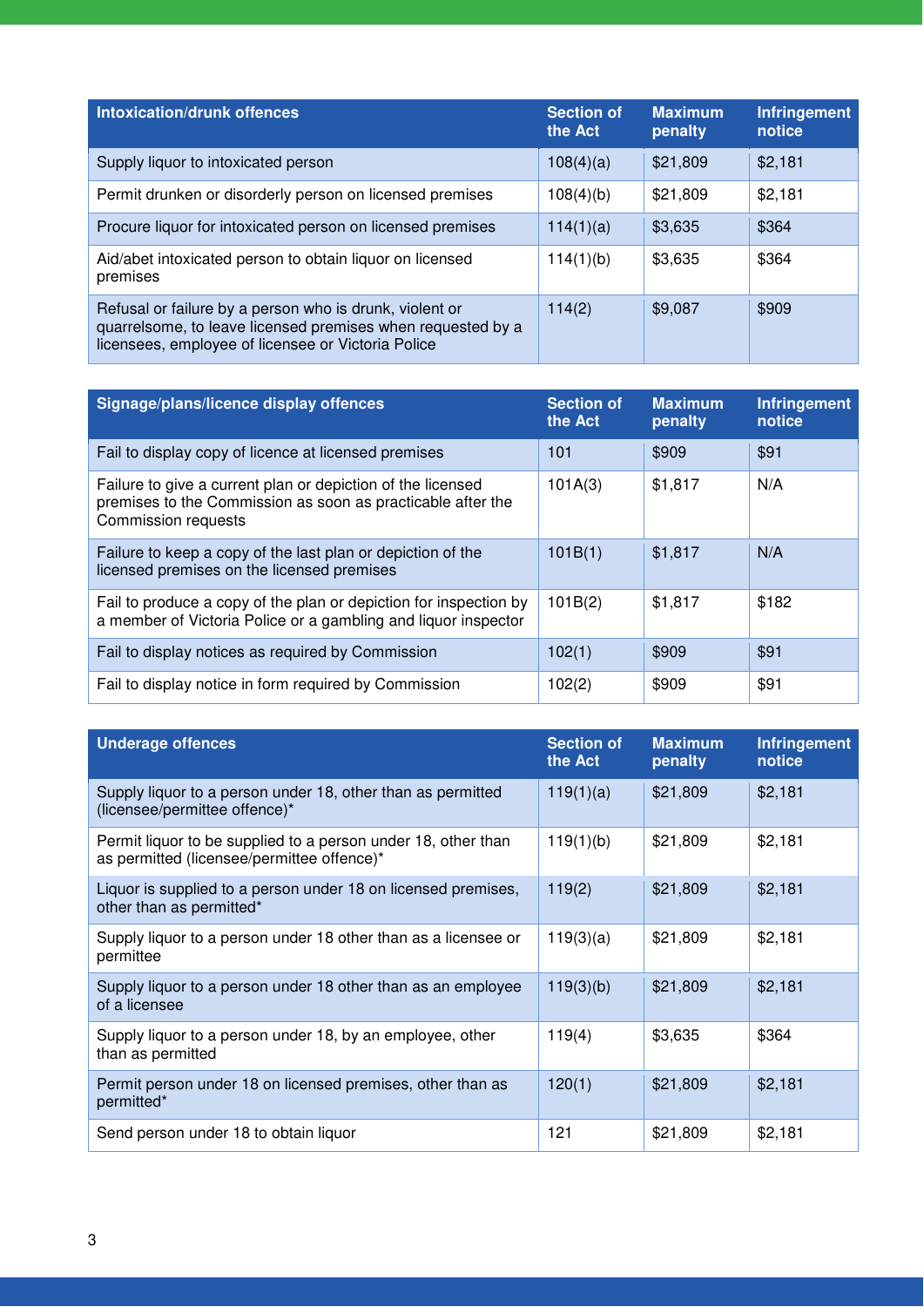| Intoxication/drunk offences | Section of the Act | Maximum penalty | Infringement notice |
|---|---|---|---|
| Supply liquor to intoxicated person | 108(4)(a) | $21,809 | $2,181 |
| Permit drunken or disorderly person on licensed premises | 108(4)(b) | $21,809 | $2,181 |
| Procure liquor for intoxicated person on licensed premises | 114(1)(a) | $3,635 | $364 |
| Aid/abet intoxicated person to obtain liquor on licensed premises | 114(1)(b) | $3,635 | $364 |
| Refusal or failure by a person who is drunk, violent or quarrelsome, to leave licensed premises when requested by a licensees, employee of licensee or Victoria Police | 114(2) | $9,087 | $909 |

| Signage/plans/licence display offences | Section of the Act | Maximum penalty | Infringement notice |
|---|---|---|---|
| Fail to display copy of licence at licensed premises | 101 | $909 | $91 |
| Failure to give a current plan or depiction of the licensed premises to the Commission as soon as practicable after the Commission requests | 101A(3) | $1,817 | N/A |
| Failure to keep a copy of the last plan or depiction of the licensed premises on the licensed premises | 101B(1) | $1,817 | N/A |
| Fail to produce a copy of the plan or depiction for inspection by a member of Victoria Police or a gambling and liquor inspector | 101B(2) | $1,817 | $182 |
| Fail to display notices as required by Commission | 102(1) | $909 | $91 |
| Fail to display notice in form required by Commission | 102(2) | $909 | $91 |

| Underage offences | Section of the Act | Maximum penalty | Infringement notice |
|---|---|---|---|
| Supply liquor to a person under 18, other than as permitted (licensee/permittee offence)* | 119(1)(a) | $21,809 | $2,181 |
| Permit liquor to be supplied to a person under 18, other than as permitted (licensee/permittee offence)* | 119(1)(b) | $21,809 | $2,181 |
| Liquor is supplied to a person under 18 on licensed premises, other than as permitted* | 119(2) | $21,809 | $2,181 |
| Supply liquor to a person under 18 other than as a licensee or permittee | 119(3)(a) | $21,809 | $2,181 |
| Supply liquor to a person under 18 other than as an employee of a licensee | 119(3)(b) | $21,809 | $2,181 |
| Supply liquor to a person under 18, by an employee, other than as permitted | 119(4) | $3,635 | $364 |
| Permit person under 18 on licensed premises, other than as permitted* | 120(1) | $21,809 | $2,181 |
| Send person under 18 to obtain liquor | 121 | $21,809 | $2,181 |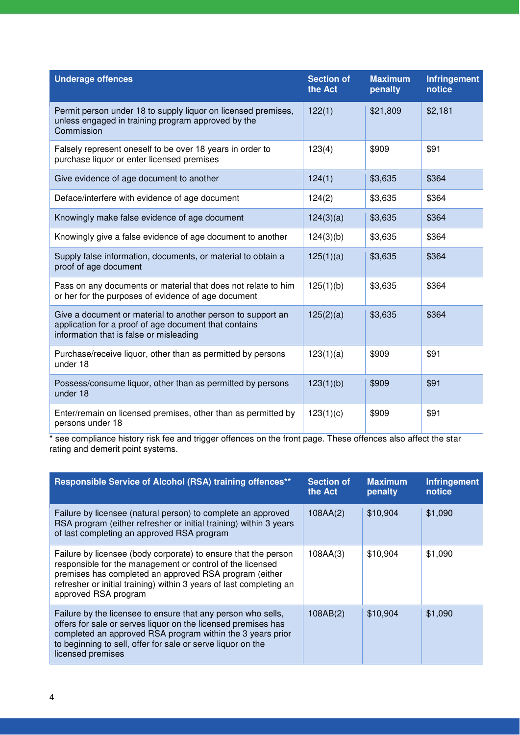| Underage offences | Section of the Act | Maximum penalty | Infringement notice |
|---|---|---|---|
| Permit person under 18 to supply liquor on licensed premises, unless engaged in training program approved by the Commission | 122(1) | $21,809 | $2,181 |
| Falsely represent oneself to be over 18 years in order to purchase liquor or enter licensed premises | 123(4) | $909 | $91 |
| Give evidence of age document to another | 124(1) | $3,635 | $364 |
| Deface/interfere with evidence of age document | 124(2) | $3,635 | $364 |
| Knowingly make false evidence of age document | 124(3)(a) | $3,635 | $364 |
| Knowingly give a false evidence of age document to another | 124(3)(b) | $3,635 | $364 |
| Supply false information, documents, or material to obtain a proof of age document | 125(1)(a) | $3,635 | $364 |
| Pass on any documents or material that does not relate to him or her for the purposes of evidence of age document | 125(1)(b) | $3,635 | $364 |
| Give a document or material to another person to support an application for a proof of age document that contains information that is false or misleading | 125(2)(a) | $3,635 | $364 |
| Purchase/receive liquor, other than as permitted by persons under 18 | 123(1)(a) | $909 | $91 |
| Possess/consume liquor, other than as permitted by persons under 18 | 123(1)(b) | $909 | $91 |
| Enter/remain on licensed premises, other than as permitted by persons under 18 | 123(1)(c) | $909 | $91 |

* see compliance history risk fee and trigger offences on the front page. These offences also affect the star rating and demerit point systems.

| Responsible Service of Alcohol (RSA) training offences** | Section of the Act | Maximum penalty | Infringement notice |
|---|---|---|---|
| Failure by licensee (natural person) to complete an approved RSA program (either refresher or initial training) within 3 years of last completing an approved RSA program | 108AA(2) | $10,904 | $1,090 |
| Failure by licensee (body corporate) to ensure that the person responsible for the management or control of the licensed premises has completed an approved RSA program (either refresher or initial training) within 3 years of last completing an approved RSA program | 108AA(3) | $10,904 | $1,090 |
| Failure by the licensee to ensure that any person who sells, offers for sale or serves liquor on the licensed premises has completed an approved RSA program within the 3 years prior to beginning to sell, offer for sale or serve liquor on the licensed premises | 108AB(2) | $10,904 | $1,090 |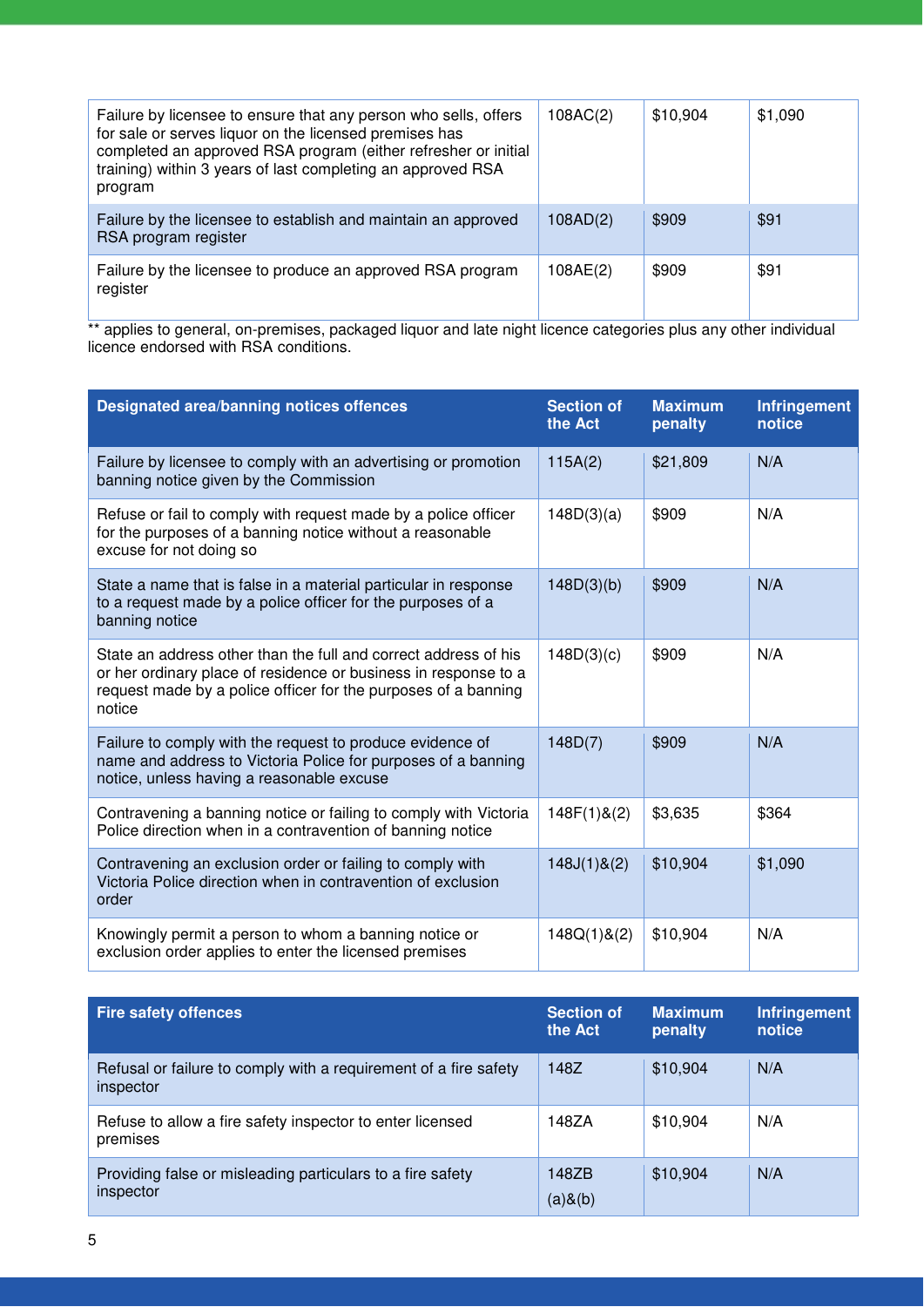| | | | |
|---|---|---|---|
| Failure by licensee to ensure that any person who sells, offers for sale or serves liquor on the licensed premises has completed an approved RSA program (either refresher or initial training) within 3 years of last completing an approved RSA program | 108AC(2) | $10,904 | $1,090 |
| Failure by the licensee to establish and maintain an approved RSA program register | 108AD(2) | $909 | $91 |
| Failure by the licensee to produce an approved RSA program register | 108AE(2) | $909 | $91 |

** applies to general, on-premises, packaged liquor and late night licence categories plus any other individual licence endorsed with RSA conditions.

| Designated area/banning notices offences | Section of the Act | Maximum penalty | Infringement notice |
|---|---|---|---|
| Failure by licensee to comply with an advertising or promotion banning notice given by the Commission | 115A(2) | $21,809 | N/A |
| Refuse or fail to comply with request made by a police officer for the purposes of a banning notice without a reasonable excuse for not doing so | 148D(3)(a) | $909 | N/A |
| State a name that is false in a material particular in response to a request made by a police officer for the purposes of a banning notice | 148D(3)(b) | $909 | N/A |
| State an address other than the full and correct address of his or her ordinary place of residence or business in response to a request made by a police officer for the purposes of a banning notice | 148D(3)(c) | $909 | N/A |
| Failure to comply with the request to produce evidence of name and address to Victoria Police for purposes of a banning notice, unless having a reasonable excuse | 148D(7) | $909 | N/A |
| Contravening a banning notice or failing to comply with Victoria Police direction when in a contravention of banning notice | 148F(1)&(2) | $3,635 | $364 |
| Contravening an exclusion order or failing to comply with Victoria Police direction when in contravention of exclusion order | 148J(1)&(2) | $10,904 | $1,090 |
| Knowingly permit a person to whom a banning notice or exclusion order applies to enter the licensed premises | 148Q(1)&(2) | $10,904 | N/A |

| Fire safety offences | Section of the Act | Maximum penalty | Infringement notice |
|---|---|---|---|
| Refusal or failure to comply with a requirement of a fire safety inspector | 148Z | $10,904 | N/A |
| Refuse to allow a fire safety inspector to enter licensed premises | 148ZA | $10,904 | N/A |
| Providing false or misleading particulars to a fire safety inspector | 148ZB (a)&(b) | $10,904 | N/A |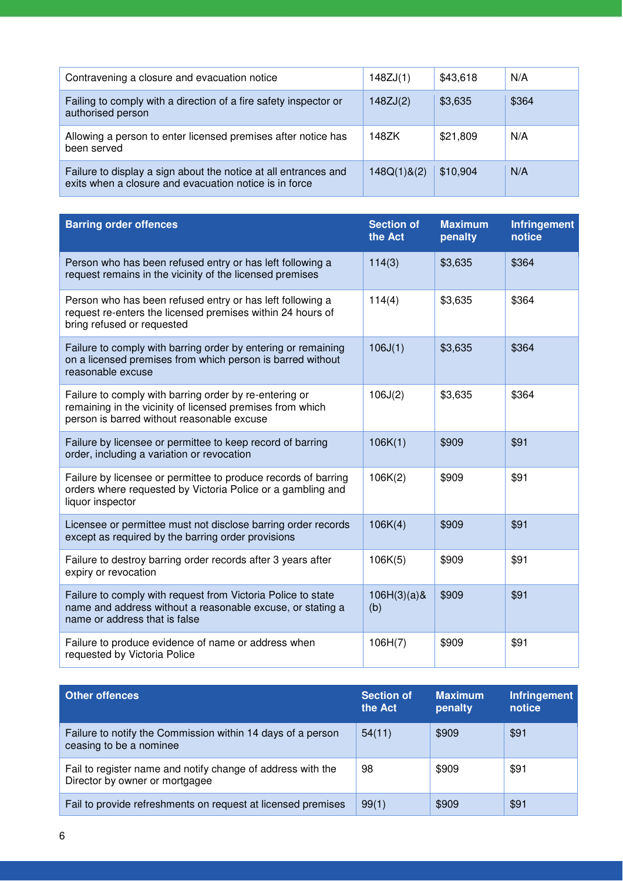| | | | |
|---|---|---|---|
| Contravening a closure and evacuation notice | 148ZJ(1) | $43,618 | N/A |
| Failing to comply with a direction of a fire safety inspector or authorised person | 148ZJ(2) | $3,635 | $364 |
| Allowing a person to enter licensed premises after notice has been served | 148ZK | $21,809 | N/A |
| Failure to display a sign about the notice at all entrances and exits when a closure and evacuation notice is in force | 148Q(1)&(2) | $10,904 | N/A |

| Barring order offences | Section of the Act | Maximum penalty | Infringement notice |
|---|---|---|---|
| Person who has been refused entry or has left following a request remains in the vicinity of the licensed premises | 114(3) | $3,635 | $364 |
| Person who has been refused entry or has left following a request re-enters the licensed premises within 24 hours of bring refused or requested | 114(4) | $3,635 | $364 |
| Failure to comply with barring order by entering or remaining on a licensed premises from which person is barred without reasonable excuse | 106J(1) | $3,635 | $364 |
| Failure to comply with barring order by re-entering or remaining in the vicinity of licensed premises from which person is barred without reasonable excuse | 106J(2) | $3,635 | $364 |
| Failure by licensee or permittee to keep record of barring order, including a variation or revocation | 106K(1) | $909 | $91 |
| Failure by licensee or permittee to produce records of barring orders where requested by Victoria Police or a gambling and liquor inspector | 106K(2) | $909 | $91 |
| Licensee or permittee must not disclose barring order records except as required by the barring order provisions | 106K(4) | $909 | $91 |
| Failure to destroy barring order records after 3 years after expiry or revocation | 106K(5) | $909 | $91 |
| Failure to comply with request from Victoria Police to state name and address without a reasonable excuse, or stating a name or address that is false | 106H(3)(a)&(b) | $909 | $91 |
| Failure to produce evidence of name or address when requested by Victoria Police | 106H(7) | $909 | $91 |

| Other offences | Section of the Act | Maximum penalty | Infringement notice |
|---|---|---|---|
| Failure to notify the Commission within 14 days of a person ceasing to be a nominee | 54(11) | $909 | $91 |
| Fail to register name and notify change of address with the Director by owner or mortgagee | 98 | $909 | $91 |
| Fail to provide refreshments on request at licensed premises | 99(1) | $909 | $91 |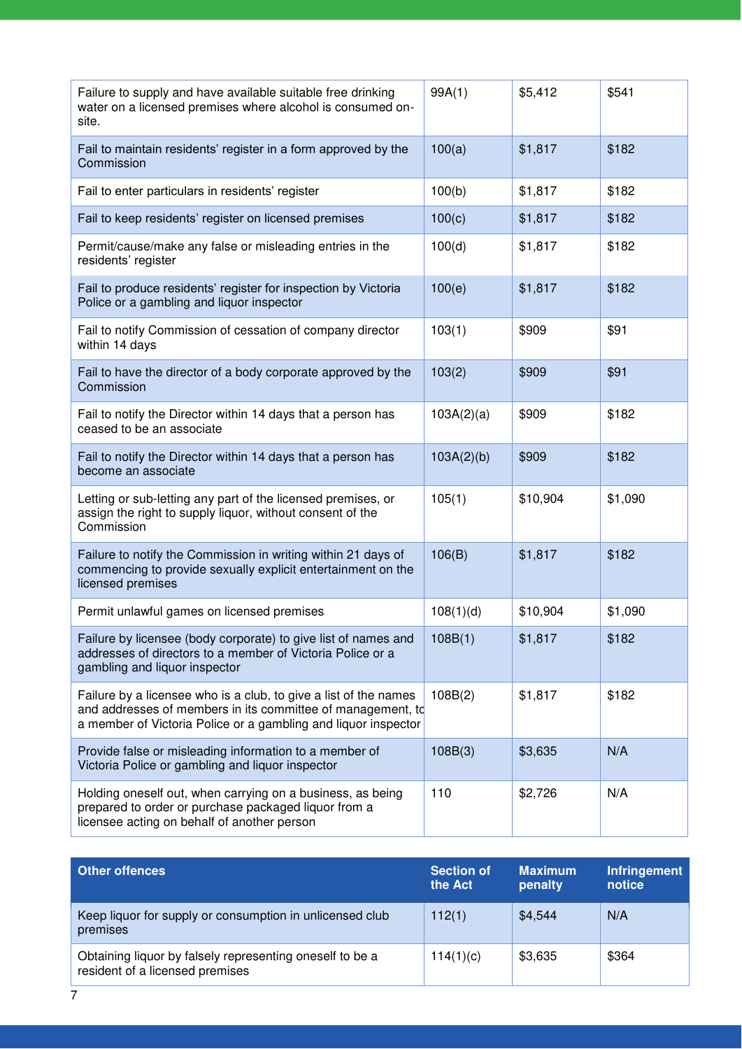| | | | |
|---|---|---|---|
| Failure to supply and have available suitable free drinking water on a licensed premises where alcohol is consumed on-site. | 99A(1) | $5,412 | $541 |
| Fail to maintain residents' register in a form approved by the Commission | 100(a) | $1,817 | $182 |
| Fail to enter particulars in residents' register | 100(b) | $1,817 | $182 |
| Fail to keep residents' register on licensed premises | 100(c) | $1,817 | $182 |
| Permit/cause/make any false or misleading entries in the residents' register | 100(d) | $1,817 | $182 |
| Fail to produce residents' register for inspection by Victoria Police or a gambling and liquor inspector | 100(e) | $1,817 | $182 |
| Fail to notify Commission of cessation of company director within 14 days | 103(1) | $909 | $91 |
| Fail to have the director of a body corporate approved by the Commission | 103(2) | $909 | $91 |
| Fail to notify the Director within 14 days that a person has ceased to be an associate | 103A(2)(a) | $909 | $182 |
| Fail to notify the Director within 14 days that a person has become an associate | 103A(2)(b) | $909 | $182 |
| Letting or sub-letting any part of the licensed premises, or assign the right to supply liquor, without consent of the Commission | 105(1) | $10,904 | $1,090 |
| Failure to notify the Commission in writing within 21 days of commencing to provide sexually explicit entertainment on the licensed premises | 106(B) | $1,817 | $182 |
| Permit unlawful games on licensed premises | 108(1)(d) | $10,904 | $1,090 |
| Failure by licensee (body corporate) to give list of names and addresses of directors to a member of Victoria Police or a gambling and liquor inspector | 108B(1) | $1,817 | $182 |
| Failure by a licensee who is a club, to give a list of the names and addresses of members in its committee of management, to a member of Victoria Police or a gambling and liquor inspector | 108B(2) | $1,817 | $182 |
| Provide false or misleading information to a member of Victoria Police or gambling and liquor inspector | 108B(3) | $3,635 | N/A |
| Holding oneself out, when carrying on a business, as being prepared to order or purchase packaged liquor from a licensee acting on behalf of another person | 110 | $2,726 | N/A |

| Other offences | Section of the Act | Maximum penalty | Infringement notice |
|---|---|---|---|
| Keep liquor for supply or consumption in unlicensed club premises | 112(1) | $4,544 | N/A |
| Obtaining liquor by falsely representing oneself to be a resident of a licensed premises | 114(1)(c) | $3,635 | $364 |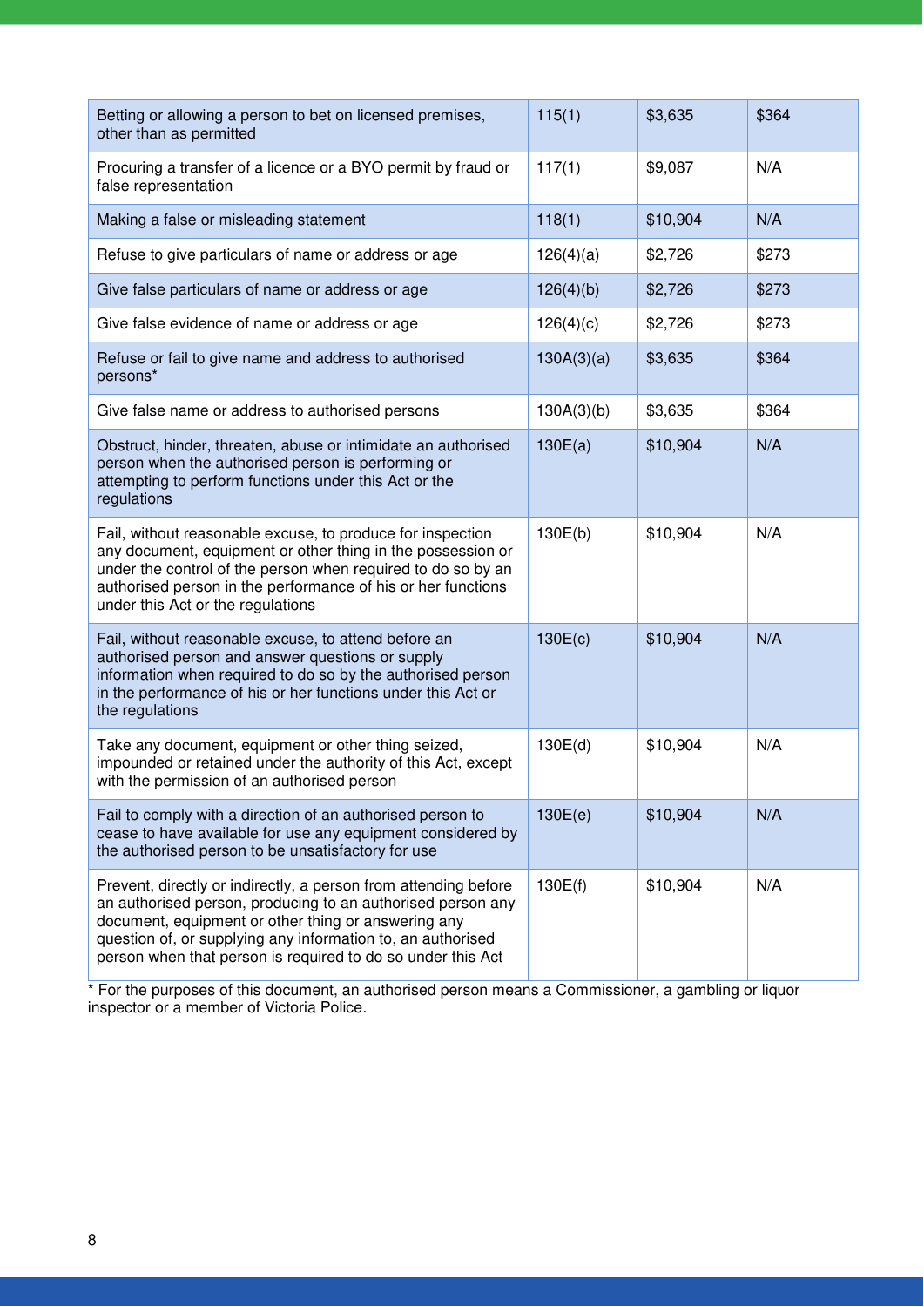| | | | |
|---|---|---|---|
| Betting or allowing a person to bet on licensed premises, other than as permitted | 115(1) | $3,635 | $364 |
| Procuring a transfer of a licence or a BYO permit by fraud or false representation | 117(1) | $9,087 | N/A |
| Making a false or misleading statement | 118(1) | $10,904 | N/A |
| Refuse to give particulars of name or address or age | 126(4)(a) | $2,726 | $273 |
| Give false particulars of name or address or age | 126(4)(b) | $2,726 | $273 |
| Give false evidence of name or address or age | 126(4)(c) | $2,726 | $273 |
| Refuse or fail to give name and address to authorised persons* | 130A(3)(a) | $3,635 | $364 |
| Give false name or address to authorised persons | 130A(3)(b) | $3,635 | $364 |
| Obstruct, hinder, threaten, abuse or intimidate an authorised person when the authorised person is performing or attempting to perform functions under this Act or the regulations | 130E(a) | $10,904 | N/A |
| Fail, without reasonable excuse, to produce for inspection any document, equipment or other thing in the possession or under the control of the person when required to do so by an authorised person in the performance of his or her functions under this Act or the regulations | 130E(b) | $10,904 | N/A |
| Fail, without reasonable excuse, to attend before an authorised person and answer questions or supply information when required to do so by the authorised person in the performance of his or her functions under this Act or the regulations | 130E(c) | $10,904 | N/A |
| Take any document, equipment or other thing seized, impounded or retained under the authority of this Act, except with the permission of an authorised person | 130E(d) | $10,904 | N/A |
| Fail to comply with a direction of an authorised person to cease to have available for use any equipment considered by the authorised person to be unsatisfactory for use | 130E(e) | $10,904 | N/A |
| Prevent, directly or indirectly, a person from attending before an authorised person, producing to an authorised person any document, equipment or other thing or answering any question of, or supplying any information to, an authorised person when that person is required to do so under this Act | 130E(f) | $10,904 | N/A |

* For the purposes of this document, an authorised person means a Commissioner, a gambling or liquor inspector or a member of Victoria Police.